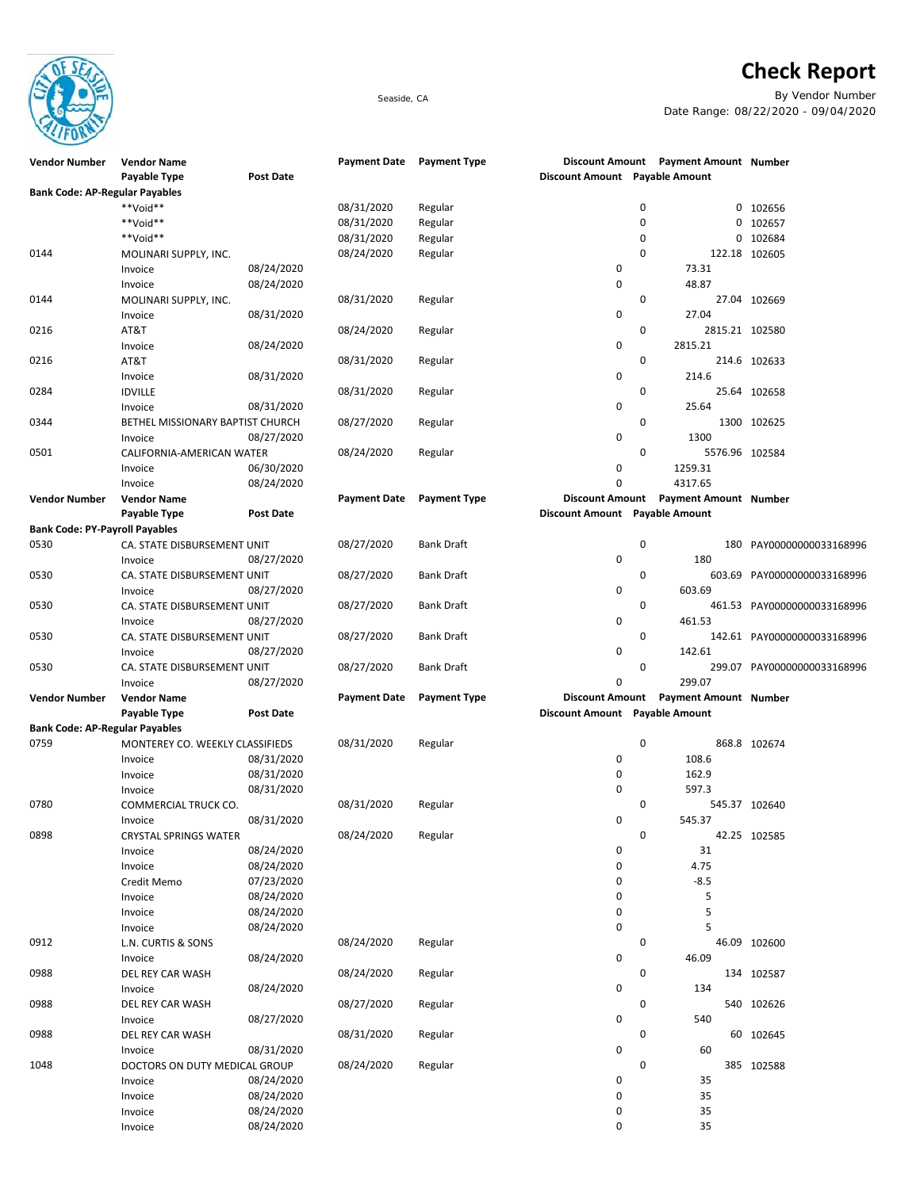# Check Report

Seaside, CA

By Vendor Number

Date Range: 08/22/2020 - 09/04/2020

| Vendor Number | Vendor Name / Payable Type | Post Date | Payment Date | Payment Type | Discount Amount | Payment Amount / Payable Amount | Number |
|---|---|---|---|---|---|---|---|
| **Bank Code: AP-Regular Payables** | | | | | | | |
| | **Void** | | 08/31/2020 | Regular | 0 | 0 | 102656 |
| | **Void** | | 08/31/2020 | Regular | 0 | 0 | 102657 |
| | **Void** | | 08/31/2020 | Regular | 0 | 0 | 102684 |
| 0144 | MOLINARI SUPPLY, INC. | | 08/24/2020 | Regular | 0 | 122.18 | 102605 |
| | Invoice | 08/24/2020 | | | 0 | 73.31 | |
| | Invoice | 08/24/2020 | | | 0 | 48.87 | |
| 0144 | MOLINARI SUPPLY, INC. | | 08/31/2020 | Regular | 0 | 27.04 | 102669 |
| | Invoice | 08/31/2020 | | | 0 | 27.04 | |
| 0216 | AT&T | | 08/24/2020 | Regular | 0 | 2815.21 | 102580 |
| | Invoice | 08/24/2020 | | | 0 | 2815.21 | |
| 0216 | AT&T | | 08/31/2020 | Regular | 0 | 214.6 | 102633 |
| | Invoice | 08/31/2020 | | | 0 | 214.6 | |
| 0284 | IDVILLE | | 08/31/2020 | Regular | 0 | 25.64 | 102658 |
| | Invoice | 08/31/2020 | | | 0 | 25.64 | |
| 0344 | BETHEL MISSIONARY BAPTIST CHURCH | | 08/27/2020 | Regular | 0 | 1300 | 102625 |
| | Invoice | 08/27/2020 | | | 0 | 1300 | |
| 0501 | CALIFORNIA-AMERICAN WATER | | 08/24/2020 | Regular | 0 | 5576.96 | 102584 |
| | Invoice | 06/30/2020 | | | 0 | 1259.31 | |
| | Invoice | 08/24/2020 | | | 0 | 4317.65 | |
| **Bank Code: PY-Payroll Payables** | | | | | | | |
| 0530 | CA. STATE DISBURSEMENT UNIT | | 08/27/2020 | Bank Draft | 0 | 180 | PAY00000000033168996 |
| | Invoice | 08/27/2020 | | | 0 | 180 | |
| 0530 | CA. STATE DISBURSEMENT UNIT | | 08/27/2020 | Bank Draft | 0 | 603.69 | PAY00000000033168996 |
| | Invoice | 08/27/2020 | | | 0 | 603.69 | |
| 0530 | CA. STATE DISBURSEMENT UNIT | | 08/27/2020 | Bank Draft | 0 | 461.53 | PAY00000000033168996 |
| | Invoice | 08/27/2020 | | | 0 | 461.53 | |
| 0530 | CA. STATE DISBURSEMENT UNIT | | 08/27/2020 | Bank Draft | 0 | 142.61 | PAY00000000033168996 |
| | Invoice | 08/27/2020 | | | 0 | 142.61 | |
| 0530 | CA. STATE DISBURSEMENT UNIT | | 08/27/2020 | Bank Draft | 0 | 299.07 | PAY00000000033168996 |
| | Invoice | 08/27/2020 | | | 0 | 299.07 | |
| **Bank Code: AP-Regular Payables** | | | | | | | |
| 0759 | MONTEREY CO. WEEKLY CLASSIFIEDS | | 08/31/2020 | Regular | 0 | 868.8 | 102674 |
| | Invoice | 08/31/2020 | | | 0 | 108.6 | |
| | Invoice | 08/31/2020 | | | 0 | 162.9 | |
| | Invoice | 08/31/2020 | | | 0 | 597.3 | |
| 0780 | COMMERCIAL TRUCK CO. | | 08/31/2020 | Regular | 0 | 545.37 | 102640 |
| | Invoice | 08/31/2020 | | | 0 | 545.37 | |
| 0898 | CRYSTAL SPRINGS WATER | | 08/24/2020 | Regular | 0 | 42.25 | 102585 |
| | Invoice | 08/24/2020 | | | 0 | 31 | |
| | Invoice | 08/24/2020 | | | 0 | 4.75 | |
| | Credit Memo | 07/23/2020 | | | 0 | -8.5 | |
| | Invoice | 08/24/2020 | | | 0 | 5 | |
| | Invoice | 08/24/2020 | | | 0 | 5 | |
| | Invoice | 08/24/2020 | | | 0 | 5 | |
| 0912 | L.N. CURTIS & SONS | | 08/24/2020 | Regular | 0 | 46.09 | 102600 |
| | Invoice | 08/24/2020 | | | 0 | 46.09 | |
| 0988 | DEL REY CAR WASH | | 08/24/2020 | Regular | 0 | 134 | 102587 |
| | Invoice | 08/24/2020 | | | 0 | 134 | |
| 0988 | DEL REY CAR WASH | | 08/27/2020 | Regular | 0 | 540 | 102626 |
| | Invoice | 08/27/2020 | | | 0 | 540 | |
| 0988 | DEL REY CAR WASH | | 08/31/2020 | Regular | 0 | 60 | 102645 |
| | Invoice | 08/31/2020 | | | 0 | 60 | |
| 1048 | DOCTORS ON DUTY MEDICAL GROUP | | 08/24/2020 | Regular | 0 | 385 | 102588 |
| | Invoice | 08/24/2020 | | | 0 | 35 | |
| | Invoice | 08/24/2020 | | | 0 | 35 | |
| | Invoice | 08/24/2020 | | | 0 | 35 | |
| | Invoice | 08/24/2020 | | | 0 | 35 | |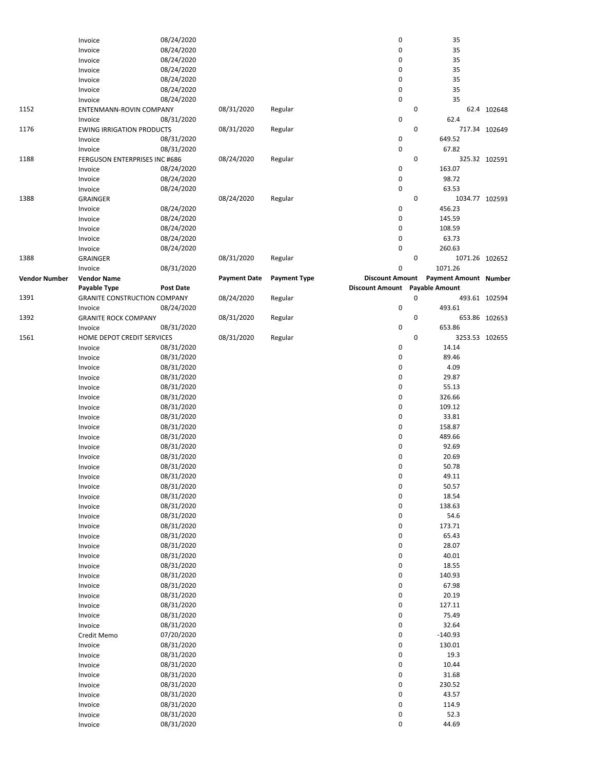| | | | | | | |
|---|---|---|---|---|---|---|
| | Invoice | 08/24/2020 | | 0 | 35 | |
| | Invoice | 08/24/2020 | | 0 | 35 | |
| | Invoice | 08/24/2020 | | 0 | 35 | |
| | Invoice | 08/24/2020 | | 0 | 35 | |
| | Invoice | 08/24/2020 | | 0 | 35 | |
| | Invoice | 08/24/2020 | | 0 | 35 | |
| | Invoice | 08/24/2020 | | 0 | 35 | |
| 1152 | ENTENMANN-ROVIN COMPANY | 08/31/2020 | Regular | 0 | 62.4 | 102648 |
| | Invoice | 08/31/2020 | | 0 | 62.4 | |
| 1176 | EWING IRRIGATION PRODUCTS | 08/31/2020 | Regular | 0 | 717.34 | 102649 |
| | Invoice | 08/31/2020 | | 0 | 649.52 | |
| | Invoice | 08/31/2020 | | 0 | 67.82 | |
| 1188 | FERGUSON ENTERPRISES INC #686 | 08/24/2020 | Regular | 0 | 325.32 | 102591 |
| | Invoice | 08/24/2020 | | 0 | 163.07 | |
| | Invoice | 08/24/2020 | | 0 | 98.72 | |
| | Invoice | 08/24/2020 | | 0 | 63.53 | |
| 1388 | GRAINGER | 08/24/2020 | Regular | 0 | 1034.77 | 102593 |
| | Invoice | 08/24/2020 | | 0 | 456.23 | |
| | Invoice | 08/24/2020 | | 0 | 145.59 | |
| | Invoice | 08/24/2020 | | 0 | 108.59 | |
| | Invoice | 08/24/2020 | | 0 | 63.73 | |
| | Invoice | 08/24/2020 | | 0 | 260.63 | |
| 1388 | GRAINGER | 08/31/2020 | Regular | 0 | 1071.26 | 102652 |
| | Invoice | 08/31/2020 | | 0 | 1071.26 | |
| **Vendor Number** | **Vendor Name** | **Payment Date** | **Payment Type** | **Discount Amount** | **Payment Amount** | **Number** |
| | **Payable Type** | **Post Date** | | **Discount Amount** | **Payable Amount** | |
| 1391 | GRANITE CONSTRUCTION COMPANY | 08/24/2020 | Regular | 0 | 493.61 | 102594 |
| | Invoice | 08/24/2020 | | 0 | 493.61 | |
| 1392 | GRANITE ROCK COMPANY | 08/31/2020 | Regular | 0 | 653.86 | 102653 |
| | Invoice | 08/31/2020 | | 0 | 653.86 | |
| 1561 | HOME DEPOT CREDIT SERVICES | 08/31/2020 | Regular | 0 | 3253.53 | 102655 |
| | Invoice | 08/31/2020 | | 0 | 14.14 | |
| | Invoice | 08/31/2020 | | 0 | 89.46 | |
| | Invoice | 08/31/2020 | | 0 | 4.09 | |
| | Invoice | 08/31/2020 | | 0 | 29.87 | |
| | Invoice | 08/31/2020 | | 0 | 55.13 | |
| | Invoice | 08/31/2020 | | 0 | 326.66 | |
| | Invoice | 08/31/2020 | | 0 | 109.12 | |
| | Invoice | 08/31/2020 | | 0 | 33.81 | |
| | Invoice | 08/31/2020 | | 0 | 158.87 | |
| | Invoice | 08/31/2020 | | 0 | 489.66 | |
| | Invoice | 08/31/2020 | | 0 | 92.69 | |
| | Invoice | 08/31/2020 | | 0 | 20.69 | |
| | Invoice | 08/31/2020 | | 0 | 50.78 | |
| | Invoice | 08/31/2020 | | 0 | 49.11 | |
| | Invoice | 08/31/2020 | | 0 | 50.57 | |
| | Invoice | 08/31/2020 | | 0 | 18.54 | |
| | Invoice | 08/31/2020 | | 0 | 138.63 | |
| | Invoice | 08/31/2020 | | 0 | 54.6 | |
| | Invoice | 08/31/2020 | | 0 | 173.71 | |
| | Invoice | 08/31/2020 | | 0 | 65.43 | |
| | Invoice | 08/31/2020 | | 0 | 28.07 | |
| | Invoice | 08/31/2020 | | 0 | 40.01 | |
| | Invoice | 08/31/2020 | | 0 | 18.55 | |
| | Invoice | 08/31/2020 | | 0 | 140.93 | |
| | Invoice | 08/31/2020 | | 0 | 67.98 | |
| | Invoice | 08/31/2020 | | 0 | 20.19 | |
| | Invoice | 08/31/2020 | | 0 | 127.11 | |
| | Invoice | 08/31/2020 | | 0 | 75.49 | |
| | Invoice | 08/31/2020 | | 0 | 32.64 | |
| | Credit Memo | 07/20/2020 | | 0 | -140.93 | |
| | Invoice | 08/31/2020 | | 0 | 130.01 | |
| | Invoice | 08/31/2020 | | 0 | 19.3 | |
| | Invoice | 08/31/2020 | | 0 | 10.44 | |
| | Invoice | 08/31/2020 | | 0 | 31.68 | |
| | Invoice | 08/31/2020 | | 0 | 230.52 | |
| | Invoice | 08/31/2020 | | 0 | 43.57 | |
| | Invoice | 08/31/2020 | | 0 | 114.9 | |
| | Invoice | 08/31/2020 | | 0 | 52.3 | |
| | Invoice | 08/31/2020 | | 0 | 44.69 | |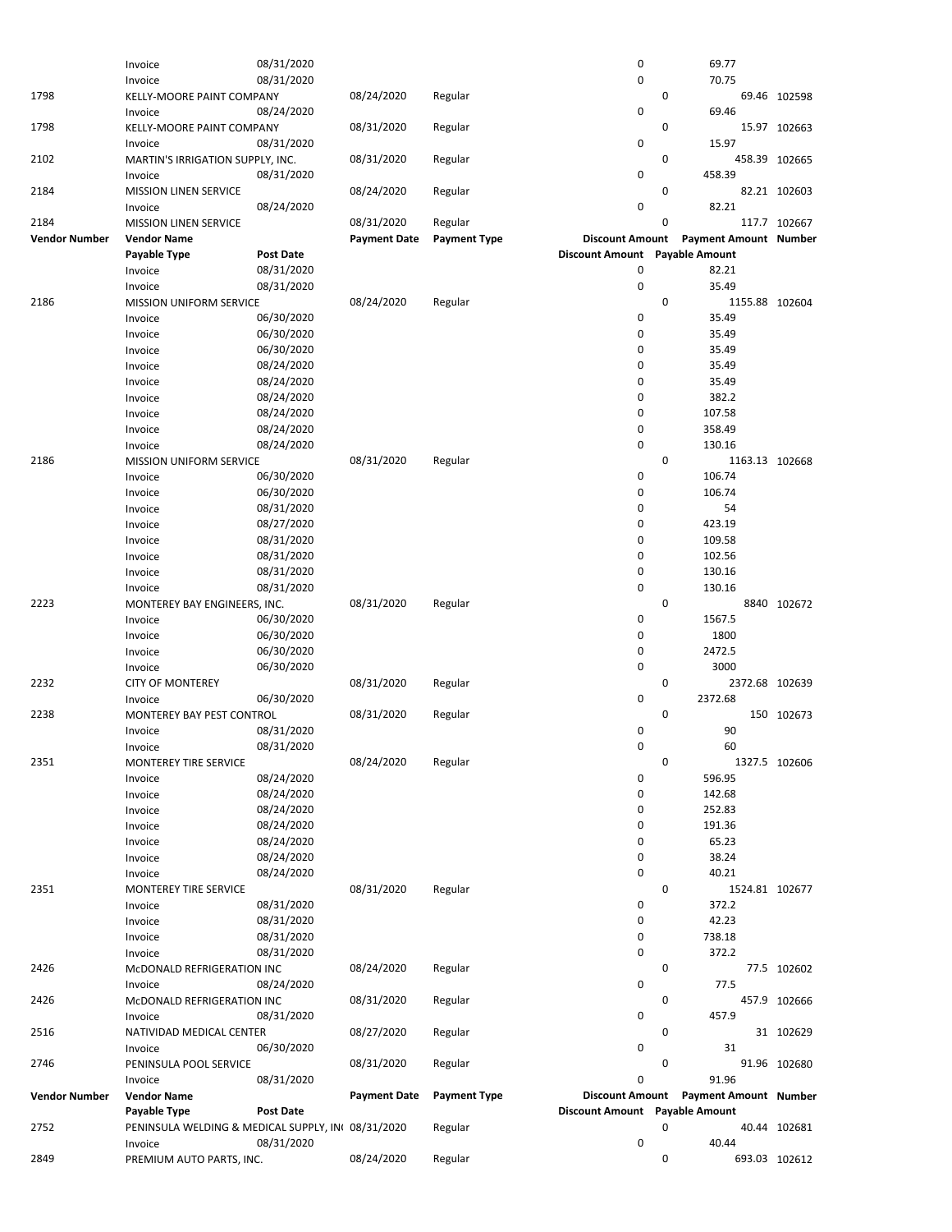| Vendor Number | Vendor Name | | Payment Date | Payment Type | Discount Amount | Payment Amount | Number |
|---|---|---|---|---|---|---|---|
| | Payable Type | Post Date | | | Discount Amount | Payable Amount | |
| | Invoice | 08/31/2020 | | | 0 | 69.77 | |
| | Invoice | 08/31/2020 | | | 0 | 70.75 | |
| 1798 | KELLY-MOORE PAINT COMPANY | | 08/24/2020 | Regular | 0 | 69.46 | 102598 |
| | Invoice | 08/24/2020 | | | 0 | 69.46 | |
| 1798 | KELLY-MOORE PAINT COMPANY | | 08/31/2020 | Regular | 0 | 15.97 | 102663 |
| | Invoice | 08/31/2020 | | | 0 | 15.97 | |
| 2102 | MARTIN'S IRRIGATION SUPPLY, INC. | | 08/31/2020 | Regular | 0 | 458.39 | 102665 |
| | Invoice | 08/31/2020 | | | 0 | 458.39 | |
| 2184 | MISSION LINEN SERVICE | | 08/24/2020 | Regular | 0 | 82.21 | 102603 |
| | Invoice | 08/24/2020 | | | 0 | 82.21 | |
| 2184 | MISSION LINEN SERVICE | | 08/31/2020 | Regular | 0 | 117.7 | 102667 |
| **Vendor Number** | **Vendor Name** | | **Payment Date** | **Payment Type** | **Discount Amount** | **Payment Amount** | **Number** |
| | **Payable Type** | **Post Date** | | | **Discount Amount** | **Payable Amount** | |
| | Invoice | 08/31/2020 | | | 0 | 82.21 | |
| | Invoice | 08/31/2020 | | | 0 | 35.49 | |
| 2186 | MISSION UNIFORM SERVICE | | 08/24/2020 | Regular | 0 | 1155.88 | 102604 |
| | Invoice | 06/30/2020 | | | 0 | 35.49 | |
| | Invoice | 06/30/2020 | | | 0 | 35.49 | |
| | Invoice | 06/30/2020 | | | 0 | 35.49 | |
| | Invoice | 08/24/2020 | | | 0 | 35.49 | |
| | Invoice | 08/24/2020 | | | 0 | 35.49 | |
| | Invoice | 08/24/2020 | | | 0 | 382.2 | |
| | Invoice | 08/24/2020 | | | 0 | 107.58 | |
| | Invoice | 08/24/2020 | | | 0 | 358.49 | |
| | Invoice | 08/24/2020 | | | 0 | 130.16 | |
| 2186 | MISSION UNIFORM SERVICE | | 08/31/2020 | Regular | 0 | 1163.13 | 102668 |
| | Invoice | 06/30/2020 | | | 0 | 106.74 | |
| | Invoice | 06/30/2020 | | | 0 | 106.74 | |
| | Invoice | 08/31/2020 | | | 0 | 54 | |
| | Invoice | 08/27/2020 | | | 0 | 423.19 | |
| | Invoice | 08/31/2020 | | | 0 | 109.58 | |
| | Invoice | 08/31/2020 | | | 0 | 102.56 | |
| | Invoice | 08/31/2020 | | | 0 | 130.16 | |
| | Invoice | 08/31/2020 | | | 0 | 130.16 | |
| 2223 | MONTEREY BAY ENGINEERS, INC. | | 08/31/2020 | Regular | 0 | 8840 | 102672 |
| | Invoice | 06/30/2020 | | | 0 | 1567.5 | |
| | Invoice | 06/30/2020 | | | 0 | 1800 | |
| | Invoice | 06/30/2020 | | | 0 | 2472.5 | |
| | Invoice | 06/30/2020 | | | 0 | 3000 | |
| 2232 | CITY OF MONTEREY | | 08/31/2020 | Regular | 0 | 2372.68 | 102639 |
| | Invoice | 06/30/2020 | | | 0 | 2372.68 | |
| 2238 | MONTEREY BAY PEST CONTROL | | 08/31/2020 | Regular | 0 | 150 | 102673 |
| | Invoice | 08/31/2020 | | | 0 | 90 | |
| | Invoice | 08/31/2020 | | | 0 | 60 | |
| 2351 | MONTEREY TIRE SERVICE | | 08/24/2020 | Regular | 0 | 1327.5 | 102606 |
| | Invoice | 08/24/2020 | | | 0 | 596.95 | |
| | Invoice | 08/24/2020 | | | 0 | 142.68 | |
| | Invoice | 08/24/2020 | | | 0 | 252.83 | |
| | Invoice | 08/24/2020 | | | 0 | 191.36 | |
| | Invoice | 08/24/2020 | | | 0 | 65.23 | |
| | Invoice | 08/24/2020 | | | 0 | 38.24 | |
| | Invoice | 08/24/2020 | | | 0 | 40.21 | |
| 2351 | MONTEREY TIRE SERVICE | | 08/31/2020 | Regular | 0 | 1524.81 | 102677 |
| | Invoice | 08/31/2020 | | | 0 | 372.2 | |
| | Invoice | 08/31/2020 | | | 0 | 42.23 | |
| | Invoice | 08/31/2020 | | | 0 | 738.18 | |
| | Invoice | 08/31/2020 | | | 0 | 372.2 | |
| 2426 | McDONALD REFRIGERATION INC | | 08/24/2020 | Regular | 0 | 77.5 | 102602 |
| | Invoice | 08/24/2020 | | | 0 | 77.5 | |
| 2426 | McDONALD REFRIGERATION INC | | 08/31/2020 | Regular | 0 | 457.9 | 102666 |
| | Invoice | 08/31/2020 | | | 0 | 457.9 | |
| 2516 | NATIVIDAD MEDICAL CENTER | | 08/27/2020 | Regular | 0 | 31 | 102629 |
| | Invoice | 06/30/2020 | | | 0 | 31 | |
| 2746 | PENINSULA POOL SERVICE | | 08/31/2020 | Regular | 0 | 91.96 | 102680 |
| | Invoice | 08/31/2020 | | | 0 | 91.96 | |
| **Vendor Number** | **Vendor Name** | | **Payment Date** | **Payment Type** | **Discount Amount** | **Payment Amount** | **Number** |
| | **Payable Type** | **Post Date** | | | **Discount Amount** | **Payable Amount** | |
| 2752 | PENINSULA WELDING & MEDICAL SUPPLY, IN( | | 08/31/2020 | Regular | 0 | 40.44 | 102681 |
| | Invoice | 08/31/2020 | | | 0 | 40.44 | |
| 2849 | PREMIUM AUTO PARTS, INC. | | 08/24/2020 | Regular | 0 | 693.03 | 102612 |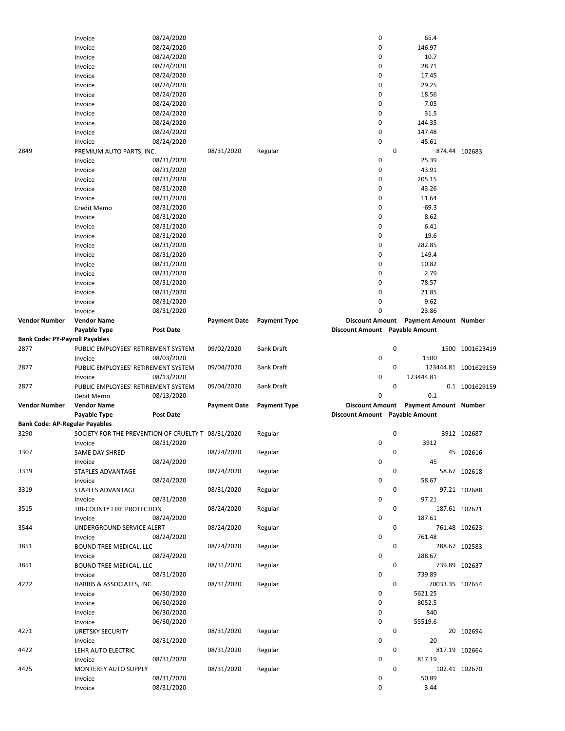| | | | | | | |
|---|---|---|---|---|---|---|
| | Invoice | 08/24/2020 | | | 0 | 65.4 | |
| | Invoice | 08/24/2020 | | | 0 | 146.97 | |
| | Invoice | 08/24/2020 | | | 0 | 10.7 | |
| | Invoice | 08/24/2020 | | | 0 | 28.71 | |
| | Invoice | 08/24/2020 | | | 0 | 17.45 | |
| | Invoice | 08/24/2020 | | | 0 | 29.25 | |
| | Invoice | 08/24/2020 | | | 0 | 18.56 | |
| | Invoice | 08/24/2020 | | | 0 | 7.05 | |
| | Invoice | 08/24/2020 | | | 0 | 31.5 | |
| | Invoice | 08/24/2020 | | | 0 | 144.35 | |
| | Invoice | 08/24/2020 | | | 0 | 147.48 | |
| | Invoice | 08/24/2020 | | | 0 | 45.61 | |
| 2849 | PREMIUM AUTO PARTS, INC. | | 08/31/2020 | Regular | 0 | 874.44 | 102683 |
| | Invoice | 08/31/2020 | | | 0 | 25.39 | |
| | Invoice | 08/31/2020 | | | 0 | 43.91 | |
| | Invoice | 08/31/2020 | | | 0 | 205.15 | |
| | Invoice | 08/31/2020 | | | 0 | 43.26 | |
| | Invoice | 08/31/2020 | | | 0 | 11.64 | |
| | Credit Memo | 08/31/2020 | | | 0 | -69.3 | |
| | Invoice | 08/31/2020 | | | 0 | 8.62 | |
| | Invoice | 08/31/2020 | | | 0 | 6.41 | |
| | Invoice | 08/31/2020 | | | 0 | 19.6 | |
| | Invoice | 08/31/2020 | | | 0 | 282.85 | |
| | Invoice | 08/31/2020 | | | 0 | 149.4 | |
| | Invoice | 08/31/2020 | | | 0 | 10.82 | |
| | Invoice | 08/31/2020 | | | 0 | 2.79 | |
| | Invoice | 08/31/2020 | | | 0 | 78.57 | |
| | Invoice | 08/31/2020 | | | 0 | 21.85 | |
| | Invoice | 08/31/2020 | | | 0 | 9.62 | |
| | Invoice | 08/31/2020 | | | 0 | 23.86 | |

| Vendor Number | Vendor Name | | Payment Date | Payment Type | Discount Amount | Payment Amount | Number |
|---|---|---|---|---|---|---|---|
| | **Payable Type** | **Post Date** | | | **Discount Amount** | **Payable Amount** | |
| **Bank Code: PY-Payroll Payables** | | | | | | | |
| 2877 | PUBLIC EMPLOYEES' RETIREMENT SYSTEM | | 09/02/2020 | Bank Draft | 0 | 1500 | 1001623419 |
| | Invoice | 08/03/2020 | | | 0 | 1500 | |
| 2877 | PUBLIC EMPLOYEES' RETIREMENT SYSTEM | | 09/04/2020 | Bank Draft | 0 | 123444.81 | 1001629159 |
| | Invoice | 08/13/2020 | | | 0 | 123444.81 | |
| 2877 | PUBLIC EMPLOYEES' RETIREMENT SYSTEM | | 09/04/2020 | Bank Draft | 0 | 0.1 | 1001629159 |
| | Debit Memo | 08/13/2020 | | | 0 | 0.1 | |

| Vendor Number | Vendor Name | | Payment Date | Payment Type | Discount Amount | Payment Amount | Number |
|---|---|---|---|---|---|---|---|
| | **Payable Type** | **Post Date** | | | **Discount Amount** | **Payable Amount** | |
| **Bank Code: AP-Regular Payables** | | | | | | | |
| 3290 | SOCIETY FOR THE PREVENTION OF CRUELTY T | | 08/31/2020 | Regular | 0 | 3912 | 102687 |
| | Invoice | 08/31/2020 | | | 0 | 3912 | |
| 3307 | SAME DAY SHRED | | 08/24/2020 | Regular | 0 | 45 | 102616 |
| | Invoice | 08/24/2020 | | | 0 | 45 | |
| 3319 | STAPLES ADVANTAGE | | 08/24/2020 | Regular | 0 | 58.67 | 102618 |
| | Invoice | 08/24/2020 | | | 0 | 58.67 | |
| 3319 | STAPLES ADVANTAGE | | 08/31/2020 | Regular | 0 | 97.21 | 102688 |
| | Invoice | 08/31/2020 | | | 0 | 97.21 | |
| 3515 | TRI-COUNTY FIRE PROTECTION | | 08/24/2020 | Regular | 0 | 187.61 | 102621 |
| | Invoice | 08/24/2020 | | | 0 | 187.61 | |
| 3544 | UNDERGROUND SERVICE ALERT | | 08/24/2020 | Regular | 0 | 761.48 | 102623 |
| | Invoice | 08/24/2020 | | | 0 | 761.48 | |
| 3851 | BOUND TREE MEDICAL, LLC | | 08/24/2020 | Regular | 0 | 288.67 | 102583 |
| | Invoice | 08/24/2020 | | | 0 | 288.67 | |
| 3851 | BOUND TREE MEDICAL, LLC | | 08/31/2020 | Regular | 0 | 739.89 | 102637 |
| | Invoice | 08/31/2020 | | | 0 | 739.89 | |
| 4222 | HARRIS & ASSOCIATES, INC. | | 08/31/2020 | Regular | 0 | 70033.35 | 102654 |
| | Invoice | 06/30/2020 | | | 0 | 5621.25 | |
| | Invoice | 06/30/2020 | | | 0 | 8052.5 | |
| | Invoice | 06/30/2020 | | | 0 | 840 | |
| | Invoice | 06/30/2020 | | | 0 | 55519.6 | |
| 4271 | URETSKY SECURITY | | 08/31/2020 | Regular | 0 | 20 | 102694 |
| | Invoice | 08/31/2020 | | | 0 | 20 | |
| 4422 | LEHR AUTO ELECTRIC | | 08/31/2020 | Regular | 0 | 817.19 | 102664 |
| | Invoice | 08/31/2020 | | | 0 | 817.19 | |
| 4425 | MONTEREY AUTO SUPPLY | | 08/31/2020 | Regular | 0 | 102.41 | 102670 |
| | Invoice | 08/31/2020 | | | 0 | 50.89 | |
| | Invoice | 08/31/2020 | | | 0 | 3.44 | |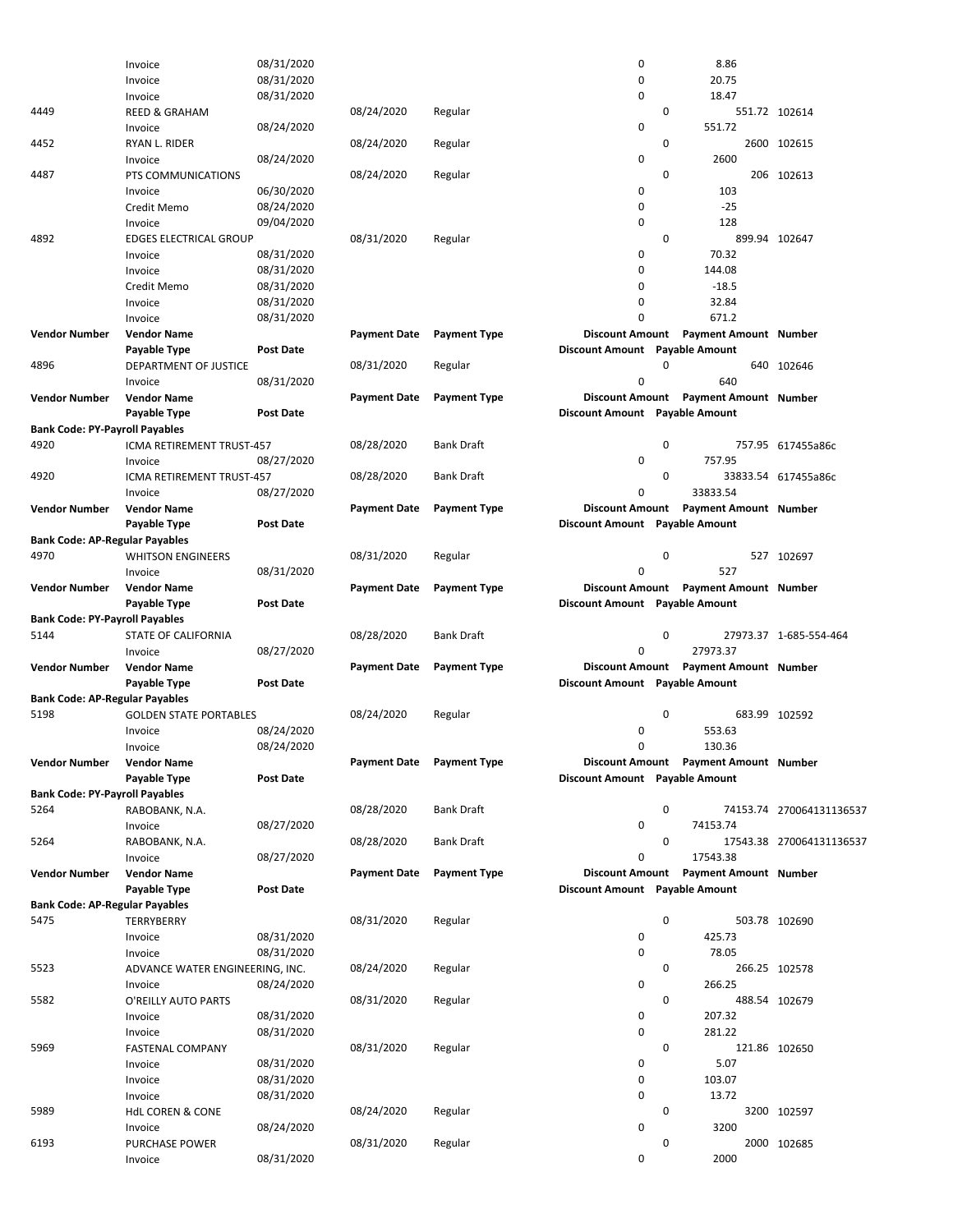| Vendor Number | Vendor Name | | Payment Date | Payment Type | Discount Amount | Payment Amount | Number |
|---|---|---|---|---|---|---|---|
| | Invoice | 08/31/2020 | | | 0 | 8.86 | |
| | Invoice | 08/31/2020 | | | 0 | 20.75 | |
| | Invoice | 08/31/2020 | | | 0 | 18.47 | |
| 4449 | REED & GRAHAM | | 08/24/2020 | Regular | 0 | 551.72 | 102614 |
| | Invoice | 08/24/2020 | | | 0 | 551.72 | |
| 4452 | RYAN L. RIDER | | 08/24/2020 | Regular | 0 | 2600 | 102615 |
| | Invoice | 08/24/2020 | | | 0 | 2600 | |
| 4487 | PTS COMMUNICATIONS | | 08/24/2020 | Regular | 0 | 206 | 102613 |
| | Invoice | 06/30/2020 | | | 0 | 103 | |
| | Credit Memo | 08/24/2020 | | | 0 | -25 | |
| | Invoice | 09/04/2020 | | | 0 | 128 | |
| 4892 | EDGES ELECTRICAL GROUP | | 08/31/2020 | Regular | 0 | 899.94 | 102647 |
| | Invoice | 08/31/2020 | | | 0 | 70.32 | |
| | Invoice | 08/31/2020 | | | 0 | 144.08 | |
| | Credit Memo | 08/31/2020 | | | 0 | -18.5 | |
| | Invoice | 08/31/2020 | | | 0 | 32.84 | |
| | Invoice | 08/31/2020 | | | 0 | 671.2 | |
| **Vendor Number** | **Vendor Name** | | **Payment Date** | **Payment Type** | **Discount Amount** | **Payment Amount** | **Number** |
| | **Payable Type** | **Post Date** | | | **Discount Amount** | **Payable Amount** | |
| 4896 | DEPARTMENT OF JUSTICE | | 08/31/2020 | Regular | 0 | 640 | 102646 |
| | Invoice | 08/31/2020 | | | 0 | 640 | |
| **Vendor Number** | **Vendor Name** | | **Payment Date** | **Payment Type** | **Discount Amount** | **Payment Amount** | **Number** |
| | **Payable Type** | **Post Date** | | | **Discount Amount** | **Payable Amount** | |
| **Bank Code: PY-Payroll Payables** | | | | | | | |
| 4920 | ICMA RETIREMENT TRUST-457 | | 08/28/2020 | Bank Draft | 0 | 757.95 | 617455a86c |
| | Invoice | 08/27/2020 | | | 0 | 757.95 | |
| 4920 | ICMA RETIREMENT TRUST-457 | | 08/28/2020 | Bank Draft | 0 | 33833.54 | 617455a86c |
| | Invoice | 08/27/2020 | | | 0 | 33833.54 | |
| **Vendor Number** | **Vendor Name** | | **Payment Date** | **Payment Type** | **Discount Amount** | **Payment Amount** | **Number** |
| | **Payable Type** | **Post Date** | | | **Discount Amount** | **Payable Amount** | |
| **Bank Code: AP-Regular Payables** | | | | | | | |
| 4970 | WHITSON ENGINEERS | | 08/31/2020 | Regular | 0 | 527 | 102697 |
| | Invoice | 08/31/2020 | | | 0 | 527 | |
| **Vendor Number** | **Vendor Name** | | **Payment Date** | **Payment Type** | **Discount Amount** | **Payment Amount** | **Number** |
| | **Payable Type** | **Post Date** | | | **Discount Amount** | **Payable Amount** | |
| **Bank Code: PY-Payroll Payables** | | | | | | | |
| 5144 | STATE OF CALIFORNIA | | 08/28/2020 | Bank Draft | 0 | 27973.37 | 1-685-554-464 |
| | Invoice | 08/27/2020 | | | 0 | 27973.37 | |
| **Vendor Number** | **Vendor Name** | | **Payment Date** | **Payment Type** | **Discount Amount** | **Payment Amount** | **Number** |
| | **Payable Type** | **Post Date** | | | **Discount Amount** | **Payable Amount** | |
| **Bank Code: AP-Regular Payables** | | | | | | | |
| 5198 | GOLDEN STATE PORTABLES | | 08/24/2020 | Regular | 0 | 683.99 | 102592 |
| | Invoice | 08/24/2020 | | | 0 | 553.63 | |
| | Invoice | 08/24/2020 | | | 0 | 130.36 | |
| **Vendor Number** | **Vendor Name** | | **Payment Date** | **Payment Type** | **Discount Amount** | **Payment Amount** | **Number** |
| | **Payable Type** | **Post Date** | | | **Discount Amount** | **Payable Amount** | |
| **Bank Code: PY-Payroll Payables** | | | | | | | |
| 5264 | RABOBANK, N.A. | | 08/28/2020 | Bank Draft | 0 | 74153.74 | 270064131136537 |
| | Invoice | 08/27/2020 | | | 0 | 74153.74 | |
| 5264 | RABOBANK, N.A. | | 08/28/2020 | Bank Draft | 0 | 17543.38 | 270064131136537 |
| | Invoice | 08/27/2020 | | | 0 | 17543.38 | |
| **Vendor Number** | **Vendor Name** | | **Payment Date** | **Payment Type** | **Discount Amount** | **Payment Amount** | **Number** |
| | **Payable Type** | **Post Date** | | | **Discount Amount** | **Payable Amount** | |
| **Bank Code: AP-Regular Payables** | | | | | | | |
| 5475 | TERRYBERRY | | 08/31/2020 | Regular | 0 | 503.78 | 102690 |
| | Invoice | 08/31/2020 | | | 0 | 425.73 | |
| | Invoice | 08/31/2020 | | | 0 | 78.05 | |
| 5523 | ADVANCE WATER ENGINEERING, INC. | | 08/24/2020 | Regular | 0 | 266.25 | 102578 |
| | Invoice | 08/24/2020 | | | 0 | 266.25 | |
| 5582 | O'REILLY AUTO PARTS | | 08/31/2020 | Regular | 0 | 488.54 | 102679 |
| | Invoice | 08/31/2020 | | | 0 | 207.32 | |
| | Invoice | 08/31/2020 | | | 0 | 281.22 | |
| 5969 | FASTENAL COMPANY | | 08/31/2020 | Regular | 0 | 121.86 | 102650 |
| | Invoice | 08/31/2020 | | | 0 | 5.07 | |
| | Invoice | 08/31/2020 | | | 0 | 103.07 | |
| | Invoice | 08/31/2020 | | | 0 | 13.72 | |
| 5989 | HdL COREN & CONE | | 08/24/2020 | Regular | 0 | 3200 | 102597 |
| | Invoice | 08/24/2020 | | | 0 | 3200 | |
| 6193 | PURCHASE POWER | | 08/31/2020 | Regular | 0 | 2000 | 102685 |
| | Invoice | 08/31/2020 | | | 0 | 2000 | |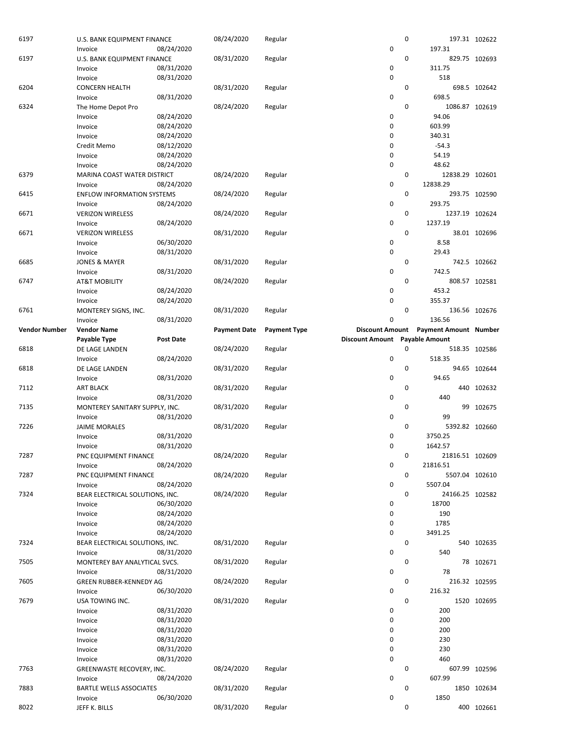| Vendor Number | Vendor Name | | Payment Date | Payment Type | Discount Amount | Payment Amount | Number |
|---|---|---|---|---|---|---|---|
| | Payable Type | Post Date | | | Discount Amount | Payable Amount | |
| 6197 | U.S. BANK EQUIPMENT FINANCE | | 08/24/2020 | Regular | 0 | 197.31 | 102622 |
| | Invoice | 08/24/2020 | | | 0 | 197.31 | |
| 6197 | U.S. BANK EQUIPMENT FINANCE | | 08/31/2020 | Regular | 0 | 829.75 | 102693 |
| | Invoice | 08/31/2020 | | | 0 | 311.75 | |
| | Invoice | 08/31/2020 | | | 0 | 518 | |
| 6204 | CONCERN HEALTH | | 08/31/2020 | Regular | 0 | 698.5 | 102642 |
| | Invoice | 08/31/2020 | | | 0 | 698.5 | |
| 6324 | The Home Depot Pro | | 08/24/2020 | Regular | 0 | 1086.87 | 102619 |
| | Invoice | 08/24/2020 | | | 0 | 94.06 | |
| | Invoice | 08/24/2020 | | | 0 | 603.99 | |
| | Invoice | 08/24/2020 | | | 0 | 340.31 | |
| | Credit Memo | 08/12/2020 | | | 0 | -54.3 | |
| | Invoice | 08/24/2020 | | | 0 | 54.19 | |
| | Invoice | 08/24/2020 | | | 0 | 48.62 | |
| 6379 | MARINA COAST WATER DISTRICT | | 08/24/2020 | Regular | 0 | 12838.29 | 102601 |
| | Invoice | 08/24/2020 | | | 0 | 12838.29 | |
| 6415 | ENFLOW INFORMATION SYSTEMS | | 08/24/2020 | Regular | 0 | 293.75 | 102590 |
| | Invoice | 08/24/2020 | | | 0 | 293.75 | |
| 6671 | VERIZON WIRELESS | | 08/24/2020 | Regular | 0 | 1237.19 | 102624 |
| | Invoice | 08/24/2020 | | | 0 | 1237.19 | |
| 6671 | VERIZON WIRELESS | | 08/31/2020 | Regular | 0 | 38.01 | 102696 |
| | Invoice | 06/30/2020 | | | 0 | 8.58 | |
| | Invoice | 08/31/2020 | | | 0 | 29.43 | |
| 6685 | JONES & MAYER | | 08/31/2020 | Regular | 0 | 742.5 | 102662 |
| | Invoice | 08/31/2020 | | | 0 | 742.5 | |
| 6747 | AT&T MOBILITY | | 08/24/2020 | Regular | 0 | 808.57 | 102581 |
| | Invoice | 08/24/2020 | | | 0 | 453.2 | |
| | Invoice | 08/24/2020 | | | 0 | 355.37 | |
| 6761 | MONTEREY SIGNS, INC. | | 08/31/2020 | Regular | 0 | 136.56 | 102676 |
| | Invoice | 08/31/2020 | | | 0 | 136.56 | |
| 6818 | DE LAGE LANDEN | | 08/24/2020 | Regular | 0 | 518.35 | 102586 |
| | Invoice | 08/24/2020 | | | 0 | 518.35 | |
| 6818 | DE LAGE LANDEN | | 08/31/2020 | Regular | 0 | 94.65 | 102644 |
| | Invoice | 08/31/2020 | | | 0 | 94.65 | |
| 7112 | ART BLACK | | 08/31/2020 | Regular | 0 | 440 | 102632 |
| | Invoice | 08/31/2020 | | | 0 | 440 | |
| 7135 | MONTEREY SANITARY SUPPLY, INC. | | 08/31/2020 | Regular | 0 | 99 | 102675 |
| | Invoice | 08/31/2020 | | | 0 | 99 | |
| 7226 | JAIME MORALES | | 08/31/2020 | Regular | 0 | 5392.82 | 102660 |
| | Invoice | 08/31/2020 | | | 0 | 3750.25 | |
| | Invoice | 08/31/2020 | | | 0 | 1642.57 | |
| 7287 | PNC EQUIPMENT FINANCE | | 08/24/2020 | Regular | 0 | 21816.51 | 102609 |
| | Invoice | 08/24/2020 | | | 0 | 21816.51 | |
| 7287 | PNC EQUIPMENT FINANCE | | 08/24/2020 | Regular | 0 | 5507.04 | 102610 |
| | Invoice | 08/24/2020 | | | 0 | 5507.04 | |
| 7324 | BEAR ELECTRICAL SOLUTIONS, INC. | | 08/24/2020 | Regular | 0 | 24166.25 | 102582 |
| | Invoice | 06/30/2020 | | | 0 | 18700 | |
| | Invoice | 08/24/2020 | | | 0 | 190 | |
| | Invoice | 08/24/2020 | | | 0 | 1785 | |
| | Invoice | 08/24/2020 | | | 0 | 3491.25 | |
| 7324 | BEAR ELECTRICAL SOLUTIONS, INC. | | 08/31/2020 | Regular | 0 | 540 | 102635 |
| | Invoice | 08/31/2020 | | | 0 | 540 | |
| 7505 | MONTEREY BAY ANALYTICAL SVCS. | | 08/31/2020 | Regular | 0 | 78 | 102671 |
| | Invoice | 08/31/2020 | | | 0 | 78 | |
| 7605 | GREEN RUBBER-KENNEDY AG | | 08/24/2020 | Regular | 0 | 216.32 | 102595 |
| | Invoice | 06/30/2020 | | | 0 | 216.32 | |
| 7679 | USA TOWING INC. | | 08/31/2020 | Regular | 0 | 1520 | 102695 |
| | Invoice | 08/31/2020 | | | 0 | 200 | |
| | Invoice | 08/31/2020 | | | 0 | 200 | |
| | Invoice | 08/31/2020 | | | 0 | 200 | |
| | Invoice | 08/31/2020 | | | 0 | 230 | |
| | Invoice | 08/31/2020 | | | 0 | 230 | |
| | Invoice | 08/31/2020 | | | 0 | 460 | |
| 7763 | GREENWASTE RECOVERY, INC. | | 08/24/2020 | Regular | 0 | 607.99 | 102596 |
| | Invoice | 08/24/2020 | | | 0 | 607.99 | |
| 7883 | BARTLE WELLS ASSOCIATES | | 08/31/2020 | Regular | 0 | 1850 | 102634 |
| | Invoice | 06/30/2020 | | | 0 | 1850 | |
| 8022 | JEFF K. BILLS | | 08/31/2020 | Regular | 0 | 400 | 102661 |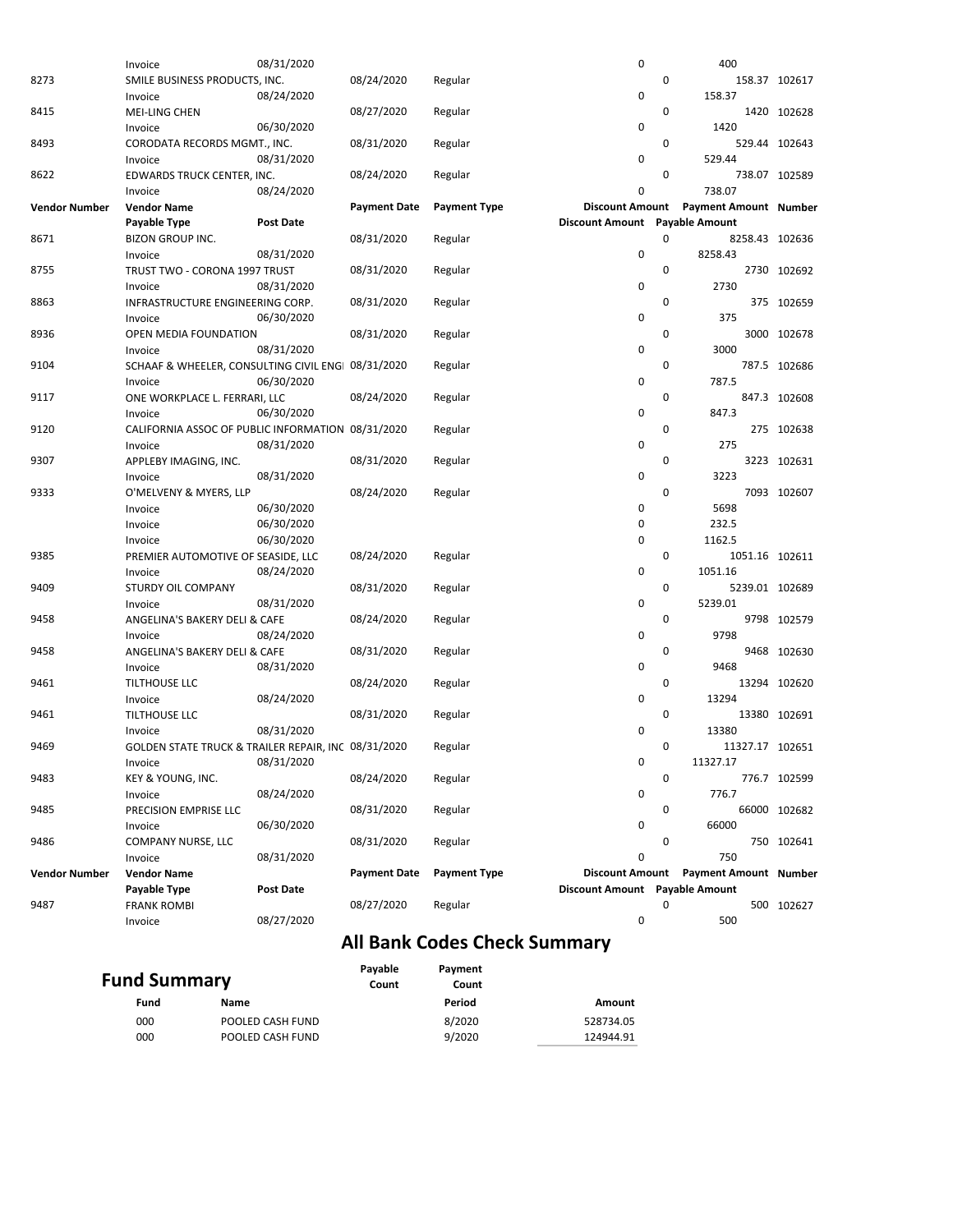| Vendor Number | Vendor Name | | Payment Date | Payment Type | Discount Amount | Payment Amount | Number |
|---|---|---|---|---|---|---|---|
| | Payable Type | Post Date | | | Discount Amount | Payable Amount | |
| | Invoice | 08/31/2020 | | | 0 | 400 | |
| 8273 | SMILE BUSINESS PRODUCTS, INC. | | 08/24/2020 | Regular | 0 | 158.37 | 102617 |
| | Invoice | 08/24/2020 | | | 0 | 158.37 | |
| 8415 | MEI-LING CHEN | | 08/27/2020 | Regular | 0 | 1420 | 102628 |
| | Invoice | 06/30/2020 | | | 0 | 1420 | |
| 8493 | CORODATA RECORDS MGMT., INC. | | 08/31/2020 | Regular | 0 | 529.44 | 102643 |
| | Invoice | 08/31/2020 | | | 0 | 529.44 | |
| 8622 | EDWARDS TRUCK CENTER, INC. | | 08/24/2020 | Regular | 0 | 738.07 | 102589 |
| | Invoice | 08/24/2020 | | | 0 | 738.07 | |
| **Vendor Number** | **Vendor Name** | | **Payment Date** | **Payment Type** | **Discount Amount** | **Payment Amount** | **Number** |
| | **Payable Type** | **Post Date** | | | **Discount Amount** | **Payable Amount** | |
| 8671 | BIZON GROUP INC. | | 08/31/2020 | Regular | 0 | 8258.43 | 102636 |
| | Invoice | 08/31/2020 | | | 0 | 8258.43 | |
| 8755 | TRUST TWO - CORONA 1997 TRUST | | 08/31/2020 | Regular | 0 | 2730 | 102692 |
| | Invoice | 08/31/2020 | | | 0 | 2730 | |
| 8863 | INFRASTRUCTURE ENGINEERING CORP. | | 08/31/2020 | Regular | 0 | 375 | 102659 |
| | Invoice | 06/30/2020 | | | 0 | 375 | |
| 8936 | OPEN MEDIA FOUNDATION | | 08/31/2020 | Regular | 0 | 3000 | 102678 |
| | Invoice | 08/31/2020 | | | 0 | 3000 | |
| 9104 | SCHAAF & WHEELER, CONSULTING CIVIL ENGI | | 08/31/2020 | Regular | 0 | 787.5 | 102686 |
| | Invoice | 06/30/2020 | | | 0 | 787.5 | |
| 9117 | ONE WORKPLACE L. FERRARI, LLC | | 08/24/2020 | Regular | 0 | 847.3 | 102608 |
| | Invoice | 06/30/2020 | | | 0 | 847.3 | |
| 9120 | CALIFORNIA ASSOC OF PUBLIC INFORMATION | | 08/31/2020 | Regular | 0 | 275 | 102638 |
| | Invoice | 08/31/2020 | | | 0 | 275 | |
| 9307 | APPLEBY IMAGING, INC. | | 08/31/2020 | Regular | 0 | 3223 | 102631 |
| | Invoice | 08/31/2020 | | | 0 | 3223 | |
| 9333 | O'MELVENY & MYERS, LLP | | 08/24/2020 | Regular | 0 | 7093 | 102607 |
| | Invoice | 06/30/2020 | | | 0 | 5698 | |
| | Invoice | 06/30/2020 | | | 0 | 232.5 | |
| | Invoice | 06/30/2020 | | | 0 | 1162.5 | |
| 9385 | PREMIER AUTOMOTIVE OF SEASIDE, LLC | | 08/24/2020 | Regular | 0 | 1051.16 | 102611 |
| | Invoice | 08/24/2020 | | | 0 | 1051.16 | |
| 9409 | STURDY OIL COMPANY | | 08/31/2020 | Regular | 0 | 5239.01 | 102689 |
| | Invoice | 08/31/2020 | | | 0 | 5239.01 | |
| 9458 | ANGELINA'S BAKERY DELI & CAFE | | 08/24/2020 | Regular | 0 | 9798 | 102579 |
| | Invoice | 08/24/2020 | | | 0 | 9798 | |
| 9458 | ANGELINA'S BAKERY DELI & CAFE | | 08/31/2020 | Regular | 0 | 9468 | 102630 |
| | Invoice | 08/31/2020 | | | 0 | 9468 | |
| 9461 | TILTHOUSE LLC | | 08/24/2020 | Regular | 0 | 13294 | 102620 |
| | Invoice | 08/24/2020 | | | 0 | 13294 | |
| 9461 | TILTHOUSE LLC | | 08/31/2020 | Regular | 0 | 13380 | 102691 |
| | Invoice | 08/31/2020 | | | 0 | 13380 | |
| 9469 | GOLDEN STATE TRUCK & TRAILER REPAIR, INC | | 08/31/2020 | Regular | 0 | 11327.17 | 102651 |
| | Invoice | 08/31/2020 | | | 0 | 11327.17 | |
| 9483 | KEY & YOUNG, INC. | | 08/24/2020 | Regular | 0 | 776.7 | 102599 |
| | Invoice | 08/24/2020 | | | 0 | 776.7 | |
| 9485 | PRECISION EMPRISE LLC | | 08/31/2020 | Regular | 0 | 66000 | 102682 |
| | Invoice | 06/30/2020 | | | 0 | 66000 | |
| 9486 | COMPANY NURSE, LLC | | 08/31/2020 | Regular | 0 | 750 | 102641 |
| | Invoice | 08/31/2020 | | | 0 | 750 | |
| **Vendor Number** | **Vendor Name** | | **Payment Date** | **Payment Type** | **Discount Amount** | **Payment Amount** | **Number** |
| | **Payable Type** | **Post Date** | | | **Discount Amount** | **Payable Amount** | |
| 9487 | FRANK ROMBI | | 08/27/2020 | Regular | 0 | 500 | 102627 |
| | Invoice | 08/27/2020 | | | 0 | 500 | |

## All Bank Codes Check Summary

## Fund Summary

| Fund | Name | Payable Count | Payment Count / Period | Amount |
|---|---|---|---|---|
| 000 | POOLED CASH FUND | | 8/2020 | 528734.05 |
| 000 | POOLED CASH FUND | | 9/2020 | 124944.91 |